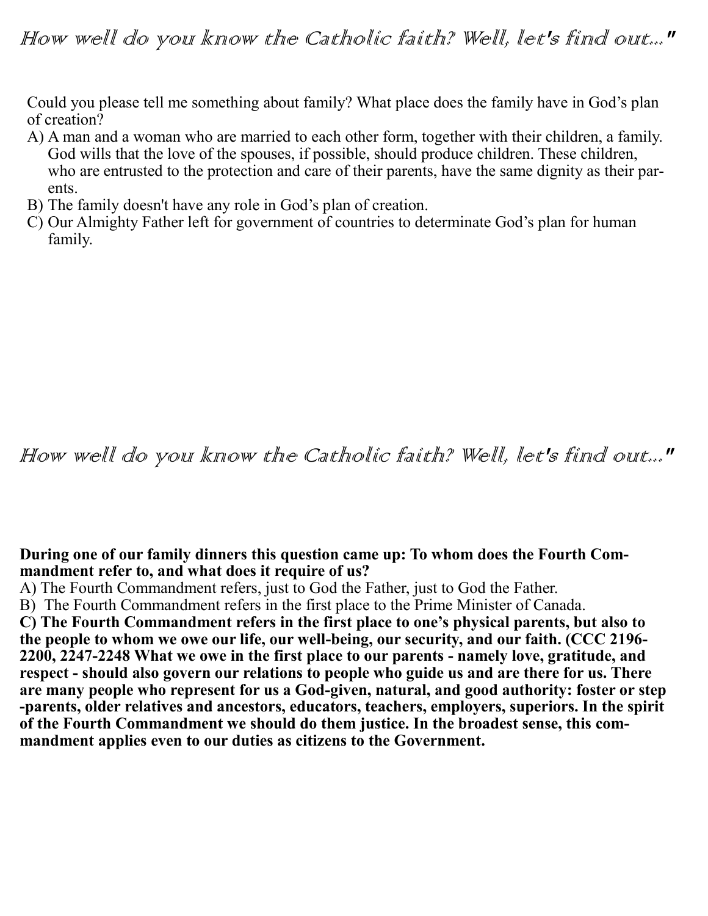*How well do you know the Catholic faith? Well, let's find out..."*

Could you please tell me something about family? What place does the family have in God's plan of creation?

A) A man and a woman who are married to each other form, together with their children, a family. God wills that the love of the spouses, if possible, should produce children. These children, who are entrusted to the protection and care of their parents, have the same dignity as their parents.

B) The family doesn't have any role in God's plan of creation.

C) Our Almighty Father left for government of countries to determinate God's plan for human family.

*How well do you know the Catholic faith? Well, let's find out..."*

**During one of our family dinners this question came up: To whom does the Fourth Commandment refer to, and what does it require of us?**

A) The Fourth Commandment refers, just to God the Father, just to God the Father.

B) The Fourth Commandment refers in the first place to the Prime Minister of Canada.

**C) The Fourth Commandment refers in the first place to one's physical parents, but also to the people to whom we owe our life, our well-being, our security, and our faith. (CCC 2196-2200, 2247-2248 What we owe in the first place to our parents - namely love, gratitude, and respect - should also govern our relations to people who guide us and are there for us. There are many people who represent for us a God-given, natural, and good authority: foster or step-parents, older relatives and ancestors, educators, teachers, employers, superiors. In the spirit of the Fourth Commandment we should do them justice. In the broadest sense, this commandment applies even to our duties as citizens to the Government.**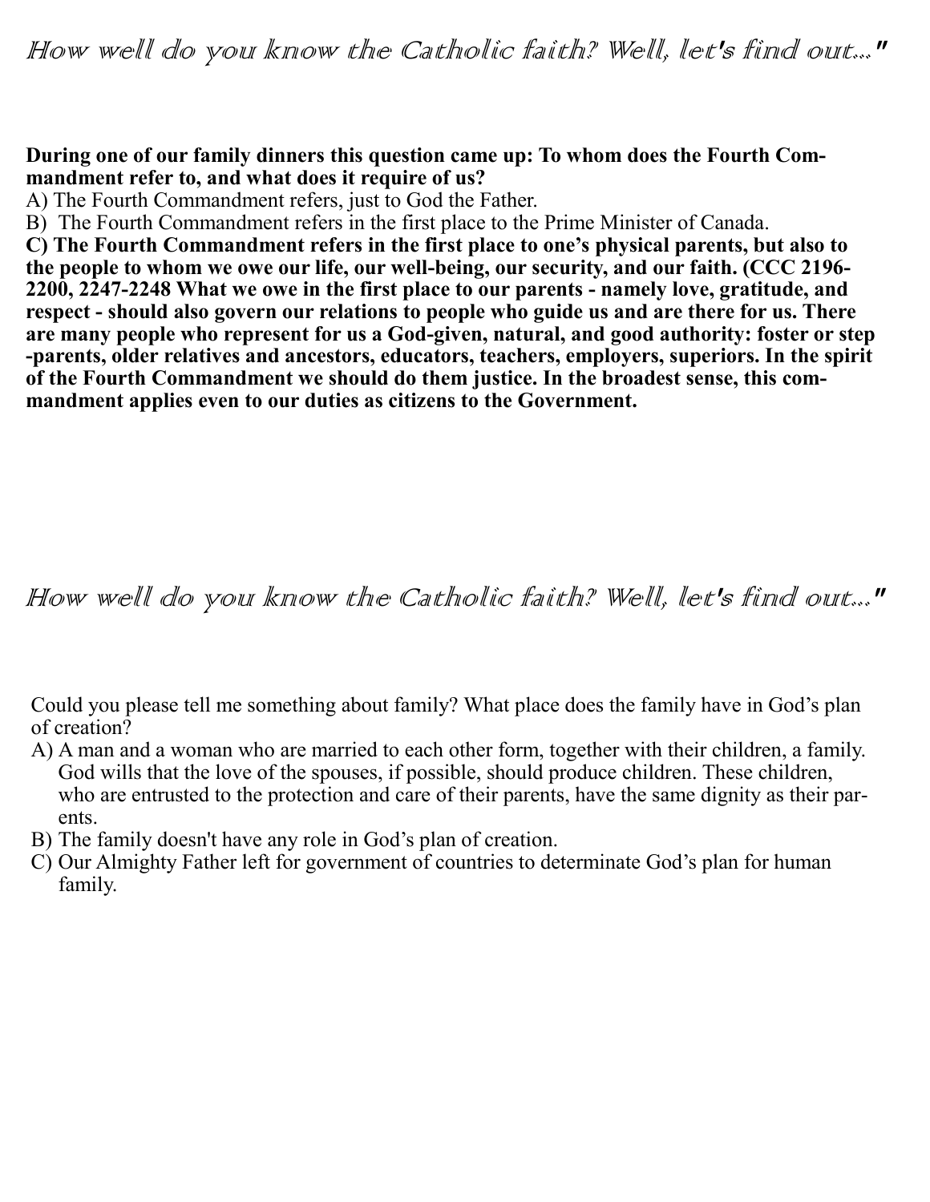*How well do you know the Catholic faith? Well, let's find out..."*

**During one of our family dinners this question came up: To whom does the Fourth Commandment refer to, and what does it require of us?**

A) The Fourth Commandment refers, just to God the Father.

B) The Fourth Commandment refers in the first place to the Prime Minister of Canada.

**C) The Fourth Commandment refers in the first place to one's physical parents, but also to the people to whom we owe our life, our well-being, our security, and our faith. (CCC 2196-2200, 2247-2248 What we owe in the first place to our parents - namely love, gratitude, and respect - should also govern our relations to people who guide us and are there for us. There are many people who represent for us a God-given, natural, and good authority: foster or step -parents, older relatives and ancestors, educators, teachers, employers, superiors. In the spirit of the Fourth Commandment we should do them justice. In the broadest sense, this commandment applies even to our duties as citizens to the Government.**

*How well do you know the Catholic faith? Well, let's find out..."*

Could you please tell me something about family? What place does the family have in God's plan of creation?

A) A man and a woman who are married to each other form, together with their children, a family. God wills that the love of the spouses, if possible, should produce children. These children, who are entrusted to the protection and care of their parents, have the same dignity as their parents.

B) The family doesn't have any role in God's plan of creation.

C) Our Almighty Father left for government of countries to determinate God's plan for human family.